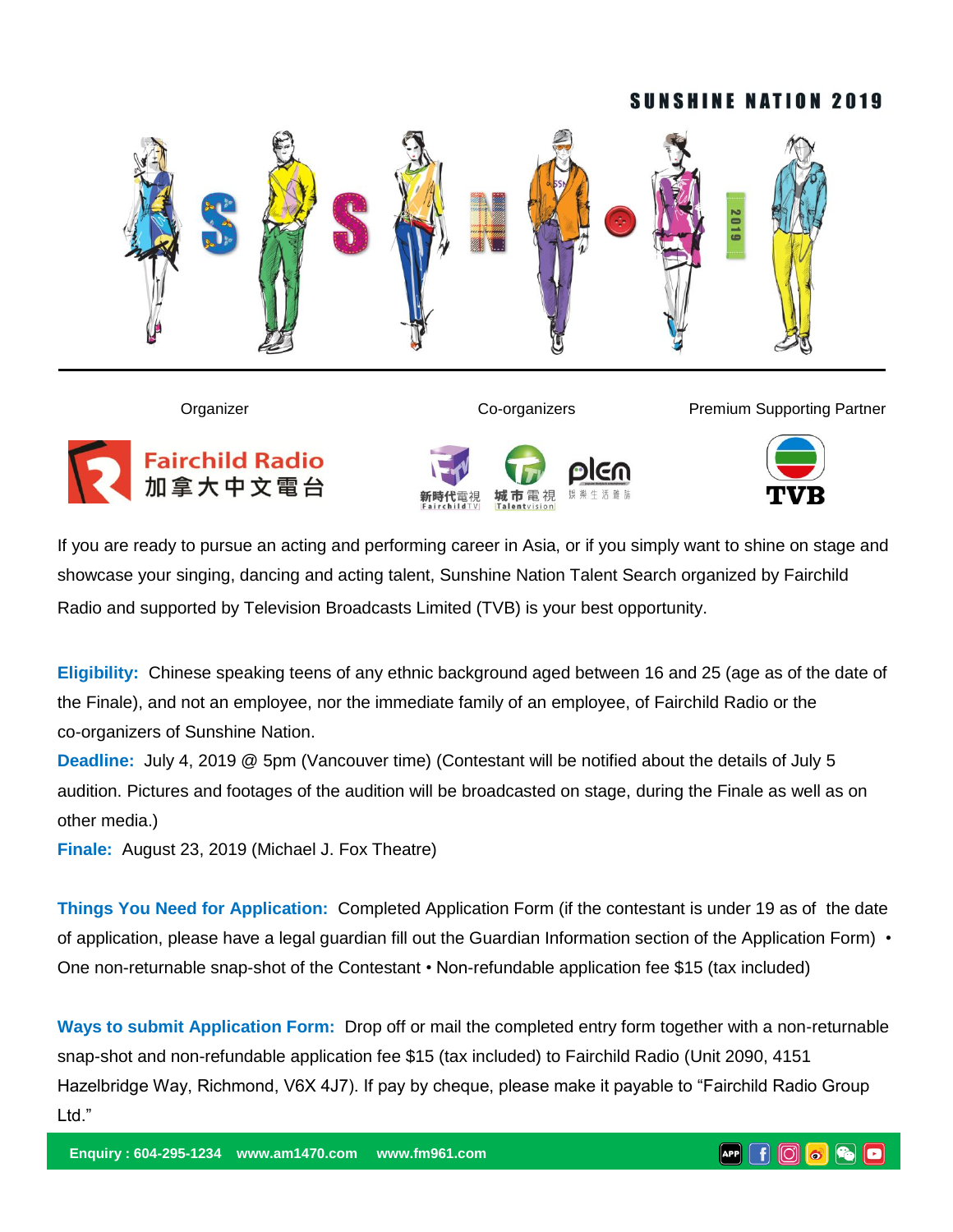# SUNSHINE NATION 2019

Organizer

Fairchild Radio 加拿大中文電台

Co-organizers

新時代電視 Fairchild TV　城市電視 Talentvision　plcn

Premium Supporting Partner

TVB

If you are ready to pursue an acting and performing career in Asia, or if you simply want to shine on stage and showcase your singing, dancing and acting talent, Sunshine Nation Talent Search organized by Fairchild Radio and supported by Television Broadcasts Limited (TVB) is your best opportunity.

**Eligibility:** Chinese speaking teens of any ethnic background aged between 16 and 25 (age as of the date of the Finale), and not an employee, nor the immediate family of an employee, of Fairchild Radio or the co-organizers of Sunshine Nation.

**Deadline:** July 4, 2019 @ 5pm (Vancouver time) (Contestant will be notified about the details of July 5 audition. Pictures and footages of the audition will be broadcasted on stage, during the Finale as well as on other media.)

**Finale:** August 23, 2019 (Michael J. Fox Theatre)

**Things You Need for Application:** Completed Application Form (if the contestant is under 19 as of the date of application, please have a legal guardian fill out the Guardian Information section of the Application Form) • One non-returnable snap-shot of the Contestant • Non-refundable application fee $15 (tax included)

**Ways to submit Application Form:** Drop off or mail the completed entry form together with a non-returnable snap-shot and non-refundable application fee $15 (tax included) to Fairchild Radio (Unit 2090, 4151 Hazelbridge Way, Richmond, V6X 4J7). If pay by cheque, please make it payable to "Fairchild Radio Group Ltd."

Enquiry : 604-295-1234 www.am1470.com www.fm961.com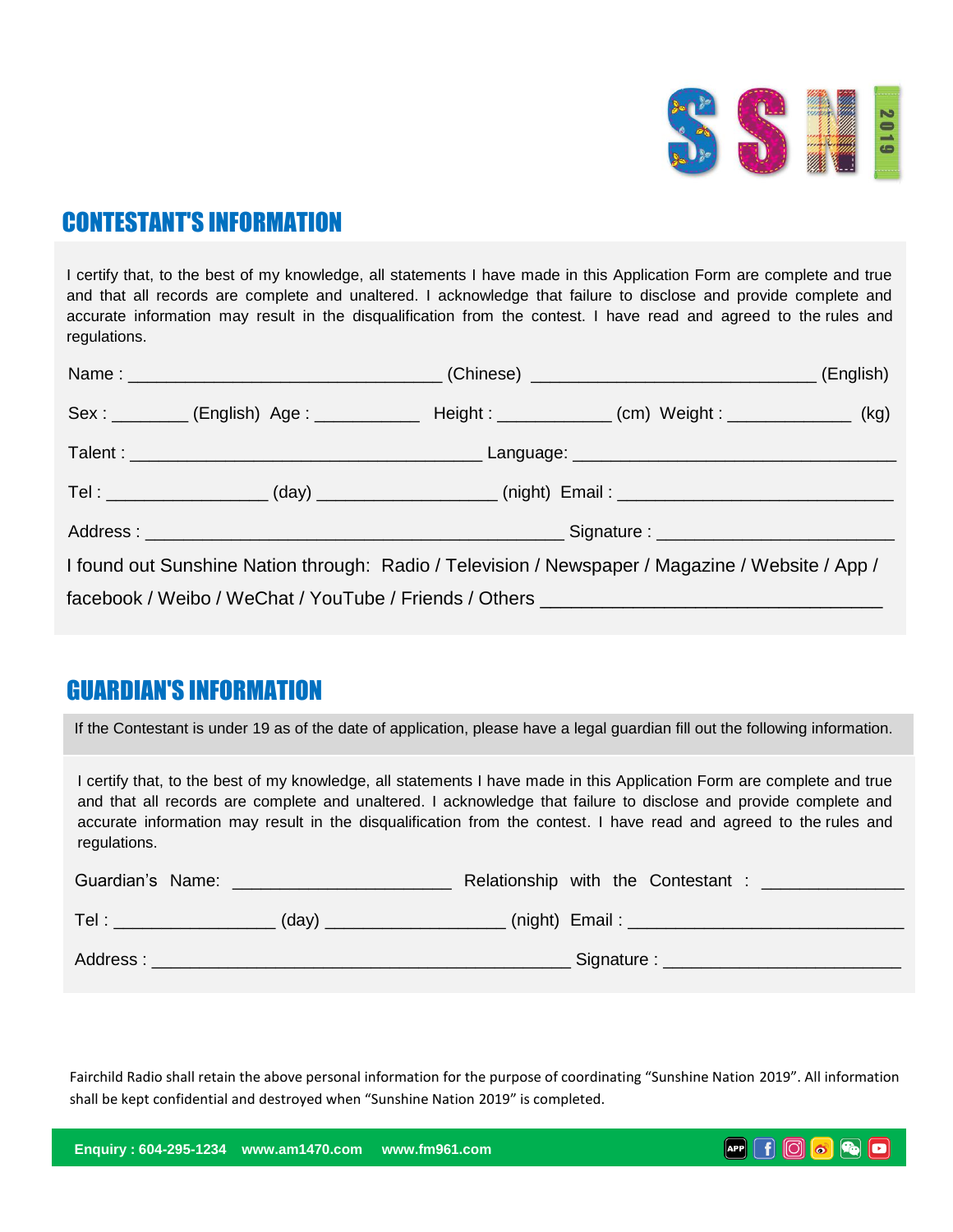## CONTESTANT'S INFORMATION

I certify that, to the best of my knowledge, all statements I have made in this Application Form are complete and true and that all records are complete and unaltered. I acknowledge that failure to disclose and provide complete and accurate information may result in the disqualification from the contest. I have read and agreed to the rules and regulations.

Name : ________________________________ (Chinese) _____________________________ (English)

Sex : ________ (English) Age : ___________ Height : ____________ (cm) Weight : _____________ (kg)

Talent : ____________________________________ Language: _________________________________

Tel : ________________ (day) __________________ (night) Email : ____________________________

Address : ___________________________________________ Signature : ________________________

I found out Sunshine Nation through: Radio / Television / Newspaper / Magazine / Website / App / facebook / Weibo / WeChat / YouTube / Friends / Others _______________________________

## GUARDIAN'S INFORMATION

If the Contestant is under 19 as of the date of application, please have a legal guardian fill out the following information.

I certify that, to the best of my knowledge, all statements I have made in this Application Form are complete and true and that all records are complete and unaltered. I acknowledge that failure to disclose and provide complete and accurate information may result in the disqualification from the contest. I have read and agreed to the rules and regulations.

Guardian's Name: ______________________ Relationship with the Contestant : ______________

Tel : ________________ (day) __________________ (night) Email : ____________________________

Address : ___________________________________________ Signature : ________________________

Fairchild Radio shall retain the above personal information for the purpose of coordinating "Sunshine Nation 2019". All information shall be kept confidential and destroyed when "Sunshine Nation 2019" is completed.

**Enquiry : 604-295-1234 www.am1470.com www.fm961.com**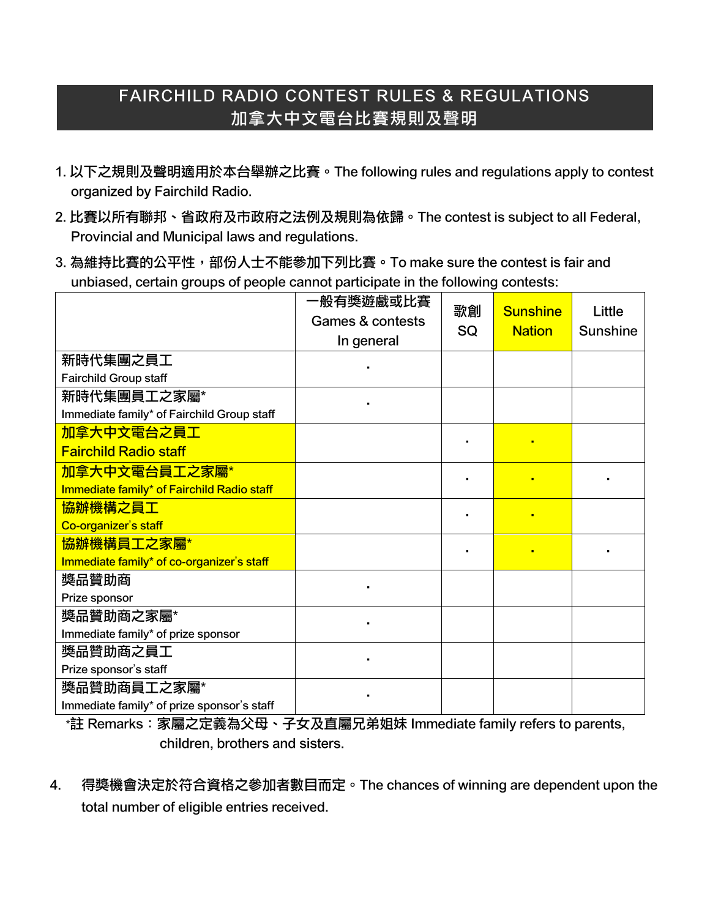# FAIRCHILD RADIO CONTEST RULES & REGULATIONS
# 加拿大中文電台比賽規則及聲明

1. 以下之規則及聲明適用於本台舉辦之比賽。The following rules and regulations apply to contest organized by Fairchild Radio.
2. 比賽以所有聯邦、省政府及市政府之法例及規則為依歸。The contest is subject to all Federal, Provincial and Municipal laws and regulations.
3. 為維持比賽的公平性，部份人士不能參加下列比賽。To make sure the contest is fair and unbiased, certain groups of people cannot participate in the following contests:

| | 一般有獎遊戲或比賽 Games & contests In general | 歌創 SQ | Sunshine Nation | Little Sunshine |
|---|---|---|---|---|
| 新時代集團之員工 Fairchild Group staff | • | | | |
| 新時代集團員工之家屬* Immediate family* of Fairchild Group staff | • | | | |
| 加拿大中文電台之員工 Fairchild Radio staff | | • | • | |
| 加拿大中文電台員工之家屬* Immediate family* of Fairchild Radio staff | | • | • | • |
| 協辦機構之員工 Co-organizer's staff | | • | • | |
| 協辦機構員工之家屬* Immediate family* of co-organizer's staff | | • | • | • |
| 獎品贊助商 Prize sponsor | • | | | |
| 獎品贊助商之家屬* Immediate family* of prize sponsor | • | | | |
| 獎品贊助商之員工 Prize sponsor's staff | • | | | |
| 獎品贊助商員工之家屬* Immediate family* of prize sponsor's staff | • | | | |

*註 Remarks：家屬之定義為父母、子女及直屬兄弟姐妹 Immediate family refers to parents, children, brothers and sisters.

4. 得獎機會決定於符合資格之參加者數目而定。The chances of winning are dependent upon the total number of eligible entries received.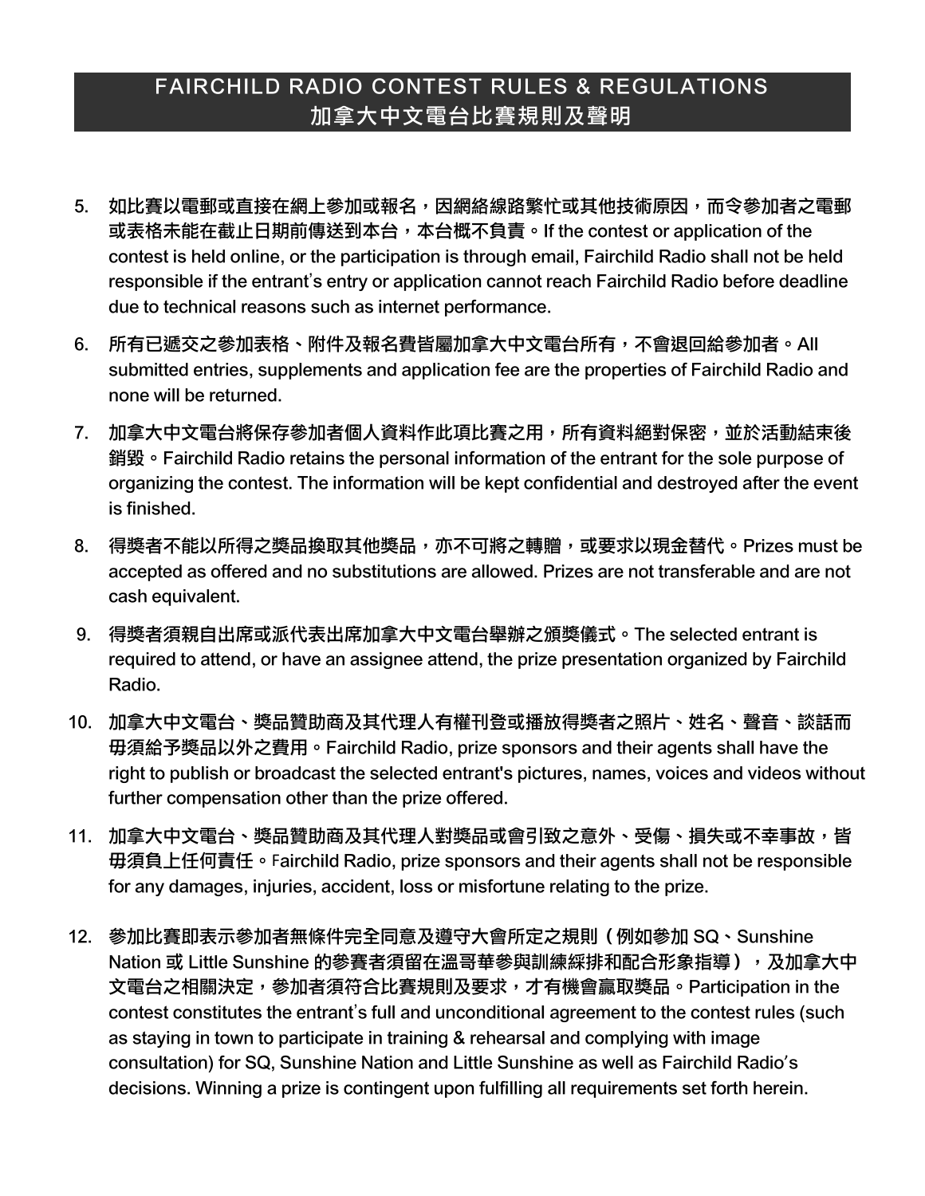## FAIRCHILD RADIO CONTEST RULES & REGULATIONS
## 加拿大中文電台比賽規則及聲明

5. 如比賽以電郵或直接在網上參加或報名，因網絡線路繁忙或其他技術原因，而令參加者之電郵或表格未能在截止日期前傳送到本台，本台概不負責。If the contest or application of the contest is held online, or the participation is through email, Fairchild Radio shall not be held responsible if the entrant's entry or application cannot reach Fairchild Radio before deadline due to technical reasons such as internet performance.

6. 所有已遞交之參加表格、附件及報名費皆屬加拿大中文電台所有，不會退回給參加者。All submitted entries, supplements and application fee are the properties of Fairchild Radio and none will be returned.

7. 加拿大中文電台將保存參加者個人資料作此項比賽之用，所有資料絕對保密，並於活動結束後銷毀。Fairchild Radio retains the personal information of the entrant for the sole purpose of organizing the contest. The information will be kept confidential and destroyed after the event is finished.

8. 得獎者不能以所得之獎品換取其他獎品，亦不可將之轉贈，或要求以現金替代。Prizes must be accepted as offered and no substitutions are allowed. Prizes are not transferable and are not cash equivalent.

9. 得獎者須親自出席或派代表出席加拿大中文電台舉辦之頒獎儀式。The selected entrant is required to attend, or have an assignee attend, the prize presentation organized by Fairchild Radio.

10. 加拿大中文電台、獎品贊助商及其代理人有權刊登或播放得獎者之照片、姓名、聲音、談話而毋須給予獎品以外之費用。Fairchild Radio, prize sponsors and their agents shall have the right to publish or broadcast the selected entrant's pictures, names, voices and videos without further compensation other than the prize offered.

11. 加拿大中文電台、獎品贊助商及其代理人對獎品或會引致之意外、受傷、損失或不幸事故，皆毋須負上任何責任。Fairchild Radio, prize sponsors and their agents shall not be responsible for any damages, injuries, accident, loss or misfortune relating to the prize.

12. 參加比賽即表示參加者無條件完全同意及遵守大會所定之規則（例如參加 SQ、Sunshine Nation 或 Little Sunshine 的參賽者須留在溫哥華參與訓練綵排和配合形象指導），及加拿大中文電台之相關決定，參加者須符合比賽規則及要求，才有機會贏取獎品。Participation in the contest constitutes the entrant's full and unconditional agreement to the contest rules (such as staying in town to participate in training & rehearsal and complying with image consultation) for SQ, Sunshine Nation and Little Sunshine as well as Fairchild Radio's decisions. Winning a prize is contingent upon fulfilling all requirements set forth herein.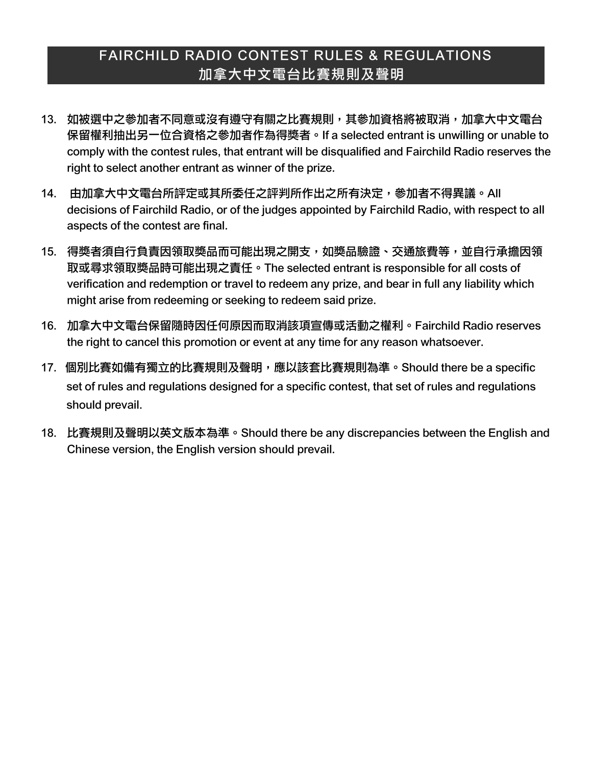# FAIRCHILD RADIO CONTEST RULES & REGULATIONS
# 加拿大中文電台比賽規則及聲明

13. 如被選中之參加者不同意或沒有遵守有關之比賽規則，其參加資格將被取消，加拿大中文電台保留權利抽出另一位合資格之參加者作為得獎者。If a selected entrant is unwilling or unable to comply with the contest rules, that entrant will be disqualified and Fairchild Radio reserves the right to select another entrant as winner of the prize.

14. 由加拿大中文電台所評定或其所委任之評判所作出之所有決定，參加者不得異議。All decisions of Fairchild Radio, or of the judges appointed by Fairchild Radio, with respect to all aspects of the contest are final.

15. 得獎者須自行負責因領取獎品而可能出現之開支，如獎品驗證、交通旅費等，並自行承擔因領取或尋求領取獎品時可能出現之責任。The selected entrant is responsible for all costs of verification and redemption or travel to redeem any prize, and bear in full any liability which might arise from redeeming or seeking to redeem said prize.

16. 加拿大中文電台保留隨時因任何原因而取消該項宣傳或活動之權利。Fairchild Radio reserves the right to cancel this promotion or event at any time for any reason whatsoever.

17. 個別比賽如備有獨立的比賽規則及聲明，應以該套比賽規則為準。Should there be a specific set of rules and regulations designed for a specific contest, that set of rules and regulations should prevail.

18. 比賽規則及聲明以英文版本為準。Should there be any discrepancies between the English and Chinese version, the English version should prevail.